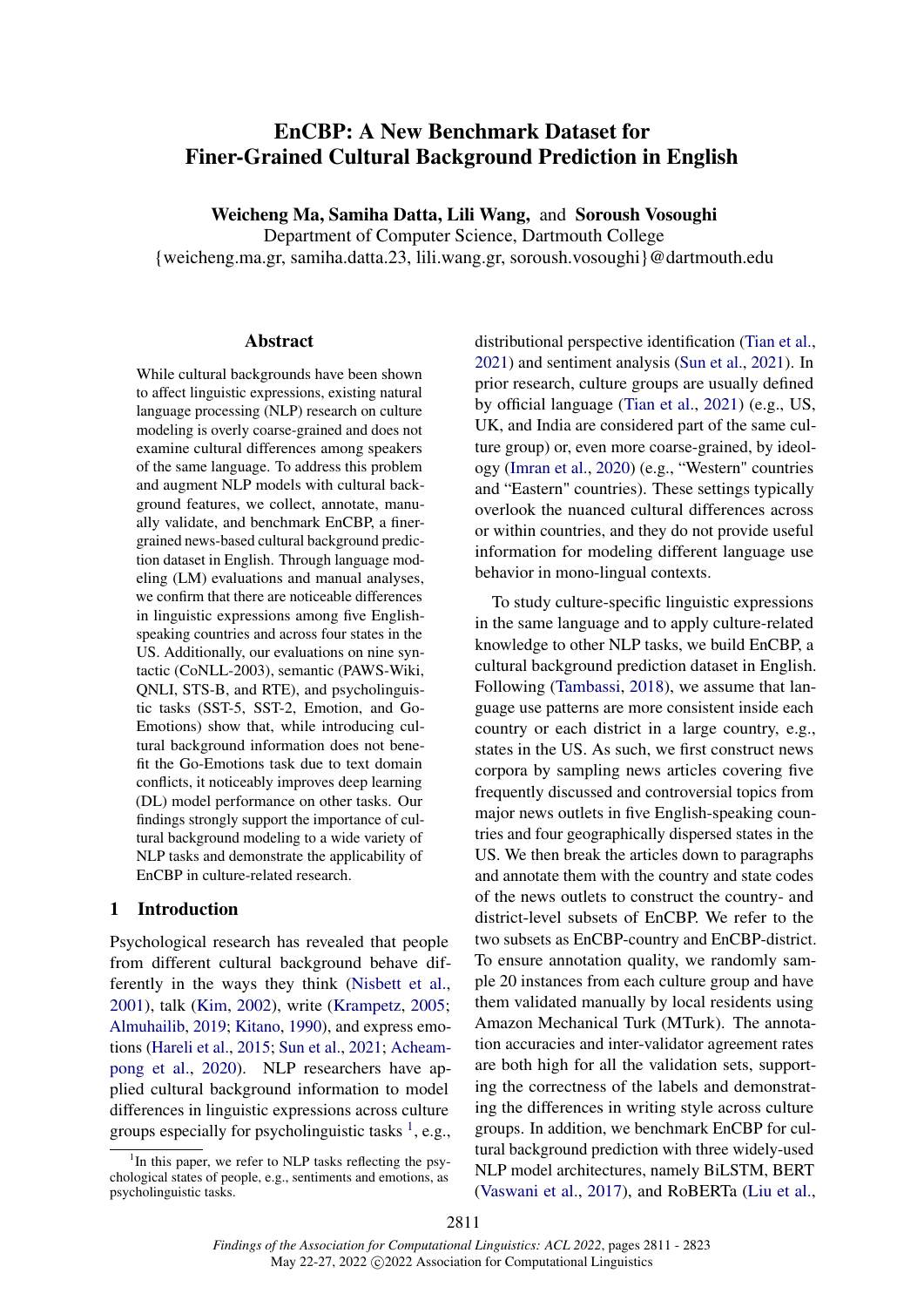# EnCBP: A New Benchmark Dataset for Finer-Grained Cultural Background Prediction in English

**Weicheng Ma, Samiha Datta, Lili Wang,** and **Soroush Vosoughi**

Department of Computer Science, Dartmouth College

{weicheng.ma.gr, samiha.datta.23, lili.wang.gr, soroush.vosoughi}@dartmouth.edu

## Abstract

While cultural backgrounds have been shown to affect linguistic expressions, existing natural language processing (NLP) research on culture modeling is overly coarse-grained and does not examine cultural differences among speakers of the same language. To address this problem and augment NLP models with cultural background features, we collect, annotate, manually validate, and benchmark EnCBP, a finer-grained news-based cultural background prediction dataset in English. Through language modeling (LM) evaluations and manual analyses, we confirm that there are noticeable differences in linguistic expressions among five English-speaking countries and across four states in the US. Additionally, our evaluations on nine syntactic (CoNLL-2003), semantic (PAWS-Wiki, QNLI, STS-B, and RTE), and psycholinguistic tasks (SST-5, SST-2, Emotion, and Go-Emotions) show that, while introducing cultural background information does not benefit the Go-Emotions task due to text domain conflicts, it noticeably improves deep learning (DL) model performance on other tasks. Our findings strongly support the importance of cultural background modeling to a wide variety of NLP tasks and demonstrate the applicability of EnCBP in culture-related research.

## 1 Introduction

Psychological research has revealed that people from different cultural background behave differently in the ways they think (Nisbett et al., 2001), talk (Kim, 2002), write (Krampetz, 2005; Almuhailib, 2019; Kitano, 1990), and express emotions (Hareli et al., 2015; Sun et al., 2021; Acheampong et al., 2020). NLP researchers have applied cultural background information to model differences in linguistic expressions across culture groups especially for psycholinguistic tasks [1], e.g., distributional perspective identification (Tian et al., 2021) and sentiment analysis (Sun et al., 2021). In prior research, culture groups are usually defined by official language (Tian et al., 2021) (e.g., US, UK, and India are considered part of the same culture group) or, even more coarse-grained, by ideology (Imran et al., 2020) (e.g., "Western" countries and "Eastern" countries). These settings typically overlook the nuanced cultural differences across or within countries, and they do not provide useful information for modeling different language use behavior in mono-lingual contexts.

To study culture-specific linguistic expressions in the same language and to apply culture-related knowledge to other NLP tasks, we build EnCBP, a cultural background prediction dataset in English. Following (Tambassi, 2018), we assume that language use patterns are more consistent inside each country or each district in a large country, e.g., states in the US. As such, we first construct news corpora by sampling news articles covering five frequently discussed and controversial topics from major news outlets in five English-speaking countries and four geographically dispersed states in the US. We then break the articles down to paragraphs and annotate them with the country and state codes of the news outlets to construct the country- and district-level subsets of EnCBP. We refer to the two subsets as EnCBP-country and EnCBP-district. To ensure annotation quality, we randomly sample 20 instances from each culture group and have them validated manually by local residents using Amazon Mechanical Turk (MTurk). The annotation accuracies and inter-validator agreement rates are both high for all the validation sets, supporting the correctness of the labels and demonstrating the differences in writing style across culture groups. In addition, we benchmark EnCBP for cultural background prediction with three widely-used NLP model architectures, namely BiLSTM, BERT (Vaswani et al., 2017), and RoBERTa (Liu et al.,

[1] In this paper, we refer to NLP tasks reflecting the psychological states of people, e.g., sentiments and emotions, as psycholinguistic tasks.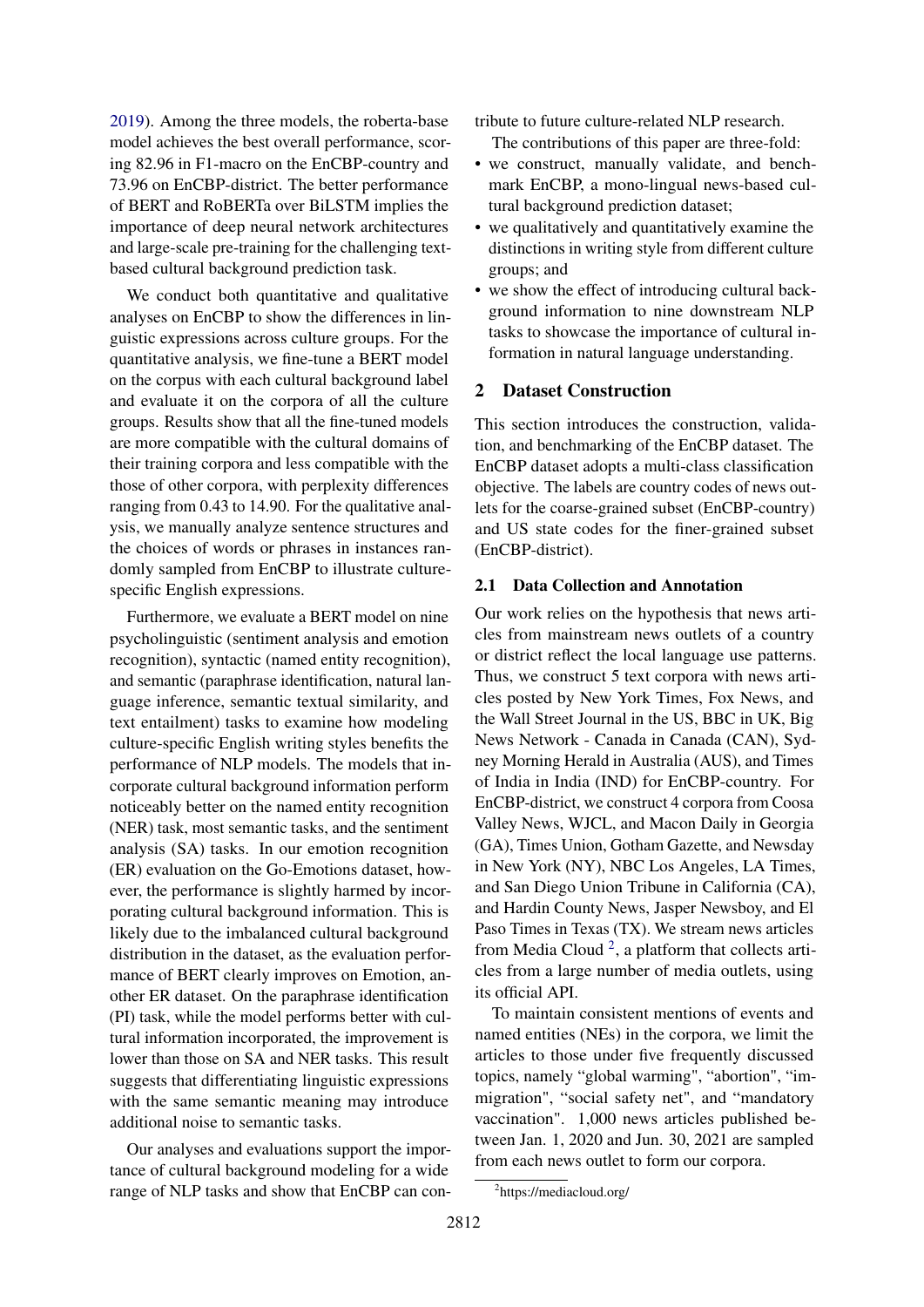2019). Among the three models, the roberta-base model achieves the best overall performance, scoring 82.96 in F1-macro on the EnCBP-country and 73.96 on EnCBP-district. The better performance of BERT and RoBERTa over BiLSTM implies the importance of deep neural network architectures and large-scale pre-training for the challenging text-based cultural background prediction task.

We conduct both quantitative and qualitative analyses on EnCBP to show the differences in linguistic expressions across culture groups. For the quantitative analysis, we fine-tune a BERT model on the corpus with each cultural background label and evaluate it on the corpora of all the culture groups. Results show that all the fine-tuned models are more compatible with the cultural domains of their training corpora and less compatible with the those of other corpora, with perplexity differences ranging from 0.43 to 14.90. For the qualitative analysis, we manually analyze sentence structures and the choices of words or phrases in instances randomly sampled from EnCBP to illustrate culture-specific English expressions.

Furthermore, we evaluate a BERT model on nine psycholinguistic (sentiment analysis and emotion recognition), syntactic (named entity recognition), and semantic (paraphrase identification, natural language inference, semantic textual similarity, and text entailment) tasks to examine how modeling culture-specific English writing styles benefits the performance of NLP models. The models that incorporate cultural background information perform noticeably better on the named entity recognition (NER) task, most semantic tasks, and the sentiment analysis (SA) tasks. In our emotion recognition (ER) evaluation on the Go-Emotions dataset, however, the performance is slightly harmed by incorporating cultural background information. This is likely due to the imbalanced cultural background distribution in the dataset, as the evaluation performance of BERT clearly improves on Emotion, another ER dataset. On the paraphrase identification (PI) task, while the model performs better with cultural information incorporated, the improvement is lower than those on SA and NER tasks. This result suggests that differentiating linguistic expressions with the same semantic meaning may introduce additional noise to semantic tasks.

Our analyses and evaluations support the importance of cultural background modeling for a wide range of NLP tasks and show that EnCBP can contribute to future culture-related NLP research.

The contributions of this paper are three-fold:

- we construct, manually validate, and benchmark EnCBP, a mono-lingual news-based cultural background prediction dataset;
- we qualitatively and quantitatively examine the distinctions in writing style from different culture groups; and
- we show the effect of introducing cultural background information to nine downstream NLP tasks to showcase the importance of cultural information in natural language understanding.

## 2 Dataset Construction

This section introduces the construction, validation, and benchmarking of the EnCBP dataset. The EnCBP dataset adopts a multi-class classification objective. The labels are country codes of news outlets for the coarse-grained subset (EnCBP-country) and US state codes for the finer-grained subset (EnCBP-district).

### 2.1 Data Collection and Annotation

Our work relies on the hypothesis that news articles from mainstream news outlets of a country or district reflect the local language use patterns. Thus, we construct 5 text corpora with news articles posted by New York Times, Fox News, and the Wall Street Journal in the US, BBC in UK, Big News Network - Canada in Canada (CAN), Sydney Morning Herald in Australia (AUS), and Times of India in India (IND) for EnCBP-country. For EnCBP-district, we construct 4 corpora from Coosa Valley News, WJCL, and Macon Daily in Georgia (GA), Times Union, Gotham Gazette, and Newsday in New York (NY), NBC Los Angeles, LA Times, and San Diego Union Tribune in California (CA), and Hardin County News, Jasper Newsboy, and El Paso Times in Texas (TX). We stream news articles from Media Cloud [2], a platform that collects articles from a large number of media outlets, using its official API.

To maintain consistent mentions of events and named entities (NEs) in the corpora, we limit the articles to those under five frequently discussed topics, namely "global warming", "abortion", "immigration", "social safety net", and "mandatory vaccination". 1,000 news articles published between Jan. 1, 2020 and Jun. 30, 2021 are sampled from each news outlet to form our corpora.

[2] https://mediacloud.org/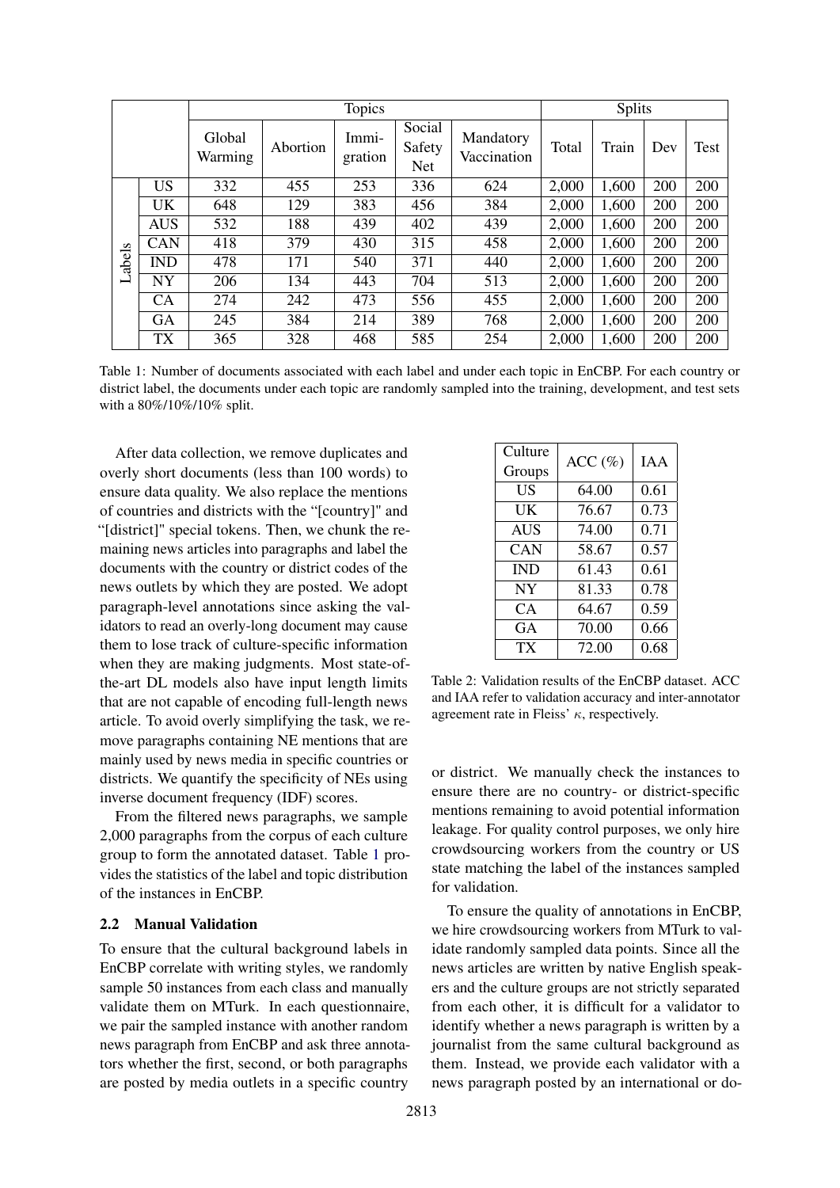| | | Topics | | | | | Splits | | | |
|---|---|---|---|---|---|---|---|---|---|---|
| | | Global Warming | Abortion | Immi-gration | Social Safety Net | Mandatory Vaccination | Total | Train | Dev | Test |
| Labels | US | 332 | 455 | 253 | 336 | 624 | 2,000 | 1,600 | 200 | 200 |
| | UK | 648 | 129 | 383 | 456 | 384 | 2,000 | 1,600 | 200 | 200 |
| | AUS | 532 | 188 | 439 | 402 | 439 | 2,000 | 1,600 | 200 | 200 |
| | CAN | 418 | 379 | 430 | 315 | 458 | 2,000 | 1,600 | 200 | 200 |
| | IND | 478 | 171 | 540 | 371 | 440 | 2,000 | 1,600 | 200 | 200 |
| | NY | 206 | 134 | 443 | 704 | 513 | 2,000 | 1,600 | 200 | 200 |
| | CA | 274 | 242 | 473 | 556 | 455 | 2,000 | 1,600 | 200 | 200 |
| | GA | 245 | 384 | 214 | 389 | 768 | 2,000 | 1,600 | 200 | 200 |
| | TX | 365 | 328 | 468 | 585 | 254 | 2,000 | 1,600 | 200 | 200 |

Table 1: Number of documents associated with each label and under each topic in EnCBP. For each country or district label, the documents under each topic are randomly sampled into the training, development, and test sets with a 80%/10%/10% split.

After data collection, we remove duplicates and overly short documents (less than 100 words) to ensure data quality. We also replace the mentions of countries and districts with the "[country]" and "[district]" special tokens. Then, we chunk the remaining news articles into paragraphs and label the documents with the country or district codes of the news outlets by which they are posted. We adopt paragraph-level annotations since asking the validators to read an overly-long document may cause them to lose track of culture-specific information when they are making judgments. Most state-of-the-art DL models also have input length limits that are not capable of encoding full-length news article. To avoid overly simplifying the task, we remove paragraphs containing NE mentions that are mainly used by news media in specific countries or districts. We quantify the specificity of NEs using inverse document frequency (IDF) scores.

From the filtered news paragraphs, we sample 2,000 paragraphs from the corpus of each culture group to form the annotated dataset. Table 1 provides the statistics of the label and topic distribution of the instances in EnCBP.

### 2.2 Manual Validation

To ensure that the cultural background labels in EnCBP correlate with writing styles, we randomly sample 50 instances from each class and manually validate them on MTurk. In each questionnaire, we pair the sampled instance with another random news paragraph from EnCBP and ask three annotators whether the first, second, or both paragraphs are posted by media outlets in a specific country or district. We manually check the instances to ensure there are no country- or district-specific mentions remaining to avoid potential information leakage. For quality control purposes, we only hire crowdsourcing workers from the country or US state matching the label of the instances sampled for validation.

| Culture Groups | ACC (%) | IAA |
|---|---|---|
| US | 64.00 | 0.61 |
| UK | 76.67 | 0.73 |
| AUS | 74.00 | 0.71 |
| CAN | 58.67 | 0.57 |
| IND | 61.43 | 0.61 |
| NY | 81.33 | 0.78 |
| CA | 64.67 | 0.59 |
| GA | 70.00 | 0.66 |
| TX | 72.00 | 0.68 |

Table 2: Validation results of the EnCBP dataset. ACC and IAA refer to validation accuracy and inter-annotator agreement rate in Fleiss' $\kappa$, respectively.

To ensure the quality of annotations in EnCBP, we hire crowdsourcing workers from MTurk to validate randomly sampled data points. Since all the news articles are written by native English speakers and the culture groups are not strictly separated from each other, it is difficult for a validator to identify whether a news paragraph is written by a journalist from the same cultural background as them. Instead, we provide each validator with a news paragraph posted by an international or do-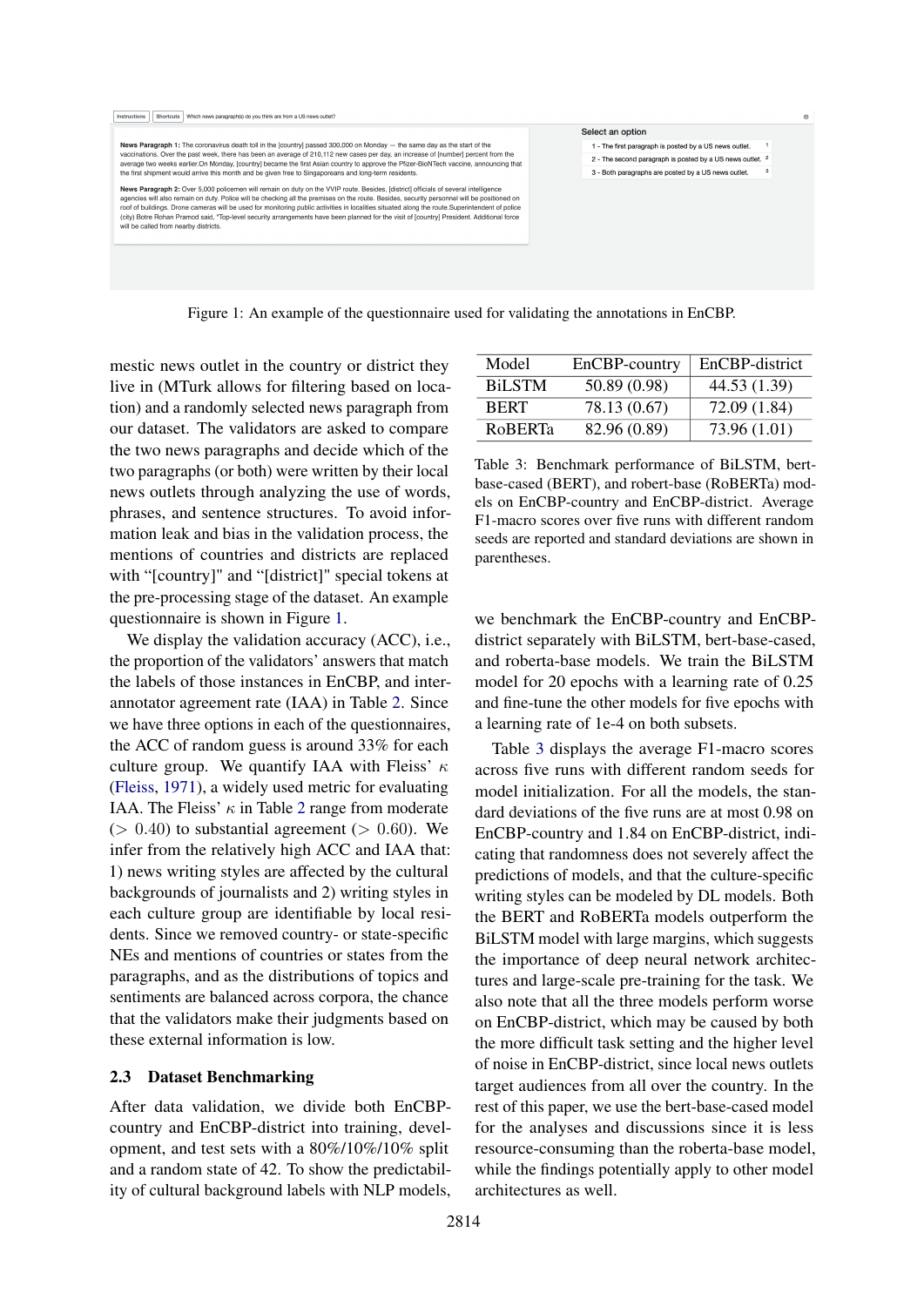Instructions | Shortcuts | Which news paragraph(s) do you think are from a US news outlet?

**News Paragraph 1:** The coronavirus death toll in the [country] passed 300,000 on Monday — the same day as the start of the vaccinations. Over the past week, there has been an average of 210,112 new cases per day, an increase of [number] percent from the average two weeks earlier.On Monday, [country] became the first Asian country to approve the Pfizer-BioNTech vaccine, announcing that the first shipment would arrive this month and be given free to Singaporeans and long-term residents.

**News Paragraph 2:** Over 5,000 policemen will remain on duty on the VVIP route. Besides, [district] officials of several intelligence agencies will also remain on duty. Police will be checking all the premises on the route. Besides, security personnel will be positioned on roof of buildings. Drone cameras will be used for monitoring public activities in localities situated along the route.Superintendent of police (city) Botre Rohan Pramod said, "Top-level security arrangements have been planned for the visit of [country] President. Additional force will be called from nearby districts.

Select an option

1 - The first paragraph is posted by a US news outlet.

2 - The second paragraph is posted by a US news outlet.

3 - Both paragraphs are posted by a US news outlet.

Figure 1: An example of the questionnaire used for validating the annotations in EnCBP.

mestic news outlet in the country or district they live in (MTurk allows for filtering based on location) and a randomly selected news paragraph from our dataset. The validators are asked to compare the two news paragraphs and decide which of the two paragraphs (or both) were written by their local news outlets through analyzing the use of words, phrases, and sentence structures. To avoid information leak and bias in the validation process, the mentions of countries and districts are replaced with "[country]" and "[district]" special tokens at the pre-processing stage of the dataset. An example questionnaire is shown in Figure 1.

We display the validation accuracy (ACC), i.e., the proportion of the validators' answers that match the labels of those instances in EnCBP, and inter-annotator agreement rate (IAA) in Table 2. Since we have three options in each of the questionnaires, the ACC of random guess is around 33% for each culture group. We quantify IAA with Fleiss' $\kappa$ (Fleiss, 1971), a widely used metric for evaluating IAA. The Fleiss' $\kappa$ in Table 2 range from moderate ($> 0.40$) to substantial agreement ($> 0.60$). We infer from the relatively high ACC and IAA that: 1) news writing styles are affected by the cultural backgrounds of journalists and 2) writing styles in each culture group are identifiable by local residents. Since we removed country- or state-specific NEs and mentions of countries or states from the paragraphs, and as the distributions of topics and sentiments are balanced across corpora, the chance that the validators make their judgments based on these external information is low.

### 2.3 Dataset Benchmarking

After data validation, we divide both EnCBP-country and EnCBP-district into training, development, and test sets with a 80%/10%/10% split and a random state of 42. To show the predictability of cultural background labels with NLP models,

| Model | EnCBP-country | EnCBP-district |
|---|---|---|
| BiLSTM | 50.89 (0.98) | 44.53 (1.39) |
| BERT | 78.13 (0.67) | 72.09 (1.84) |
| RoBERTa | 82.96 (0.89) | 73.96 (1.01) |

Table 3: Benchmark performance of BiLSTM, bert-base-cased (BERT), and robert-base (RoBERTa) models on EnCBP-country and EnCBP-district. Average F1-macro scores over five runs with different random seeds are reported and standard deviations are shown in parentheses.

we benchmark the EnCBP-country and EnCBP-district separately with BiLSTM, bert-base-cased, and roberta-base models. We train the BiLSTM model for 20 epochs with a learning rate of 0.25 and fine-tune the other models for five epochs with a learning rate of 1e-4 on both subsets.

Table 3 displays the average F1-macro scores across five runs with different random seeds for model initialization. For all the models, the standard deviations of the five runs are at most 0.98 on EnCBP-country and 1.84 on EnCBP-district, indicating that randomness does not severely affect the predictions of models, and that the culture-specific writing styles can be modeled by DL models. Both the BERT and RoBERTa models outperform the BiLSTM model with large margins, which suggests the importance of deep neural network architectures and large-scale pre-training for the task. We also note that all the three models perform worse on EnCBP-district, which may be caused by both the more difficult task setting and the higher level of noise in EnCBP-district, since local news outlets target audiences from all over the country. In the rest of this paper, we use the bert-base-cased model for the analyses and discussions since it is less resource-consuming than the roberta-base model, while the findings potentially apply to other model architectures as well.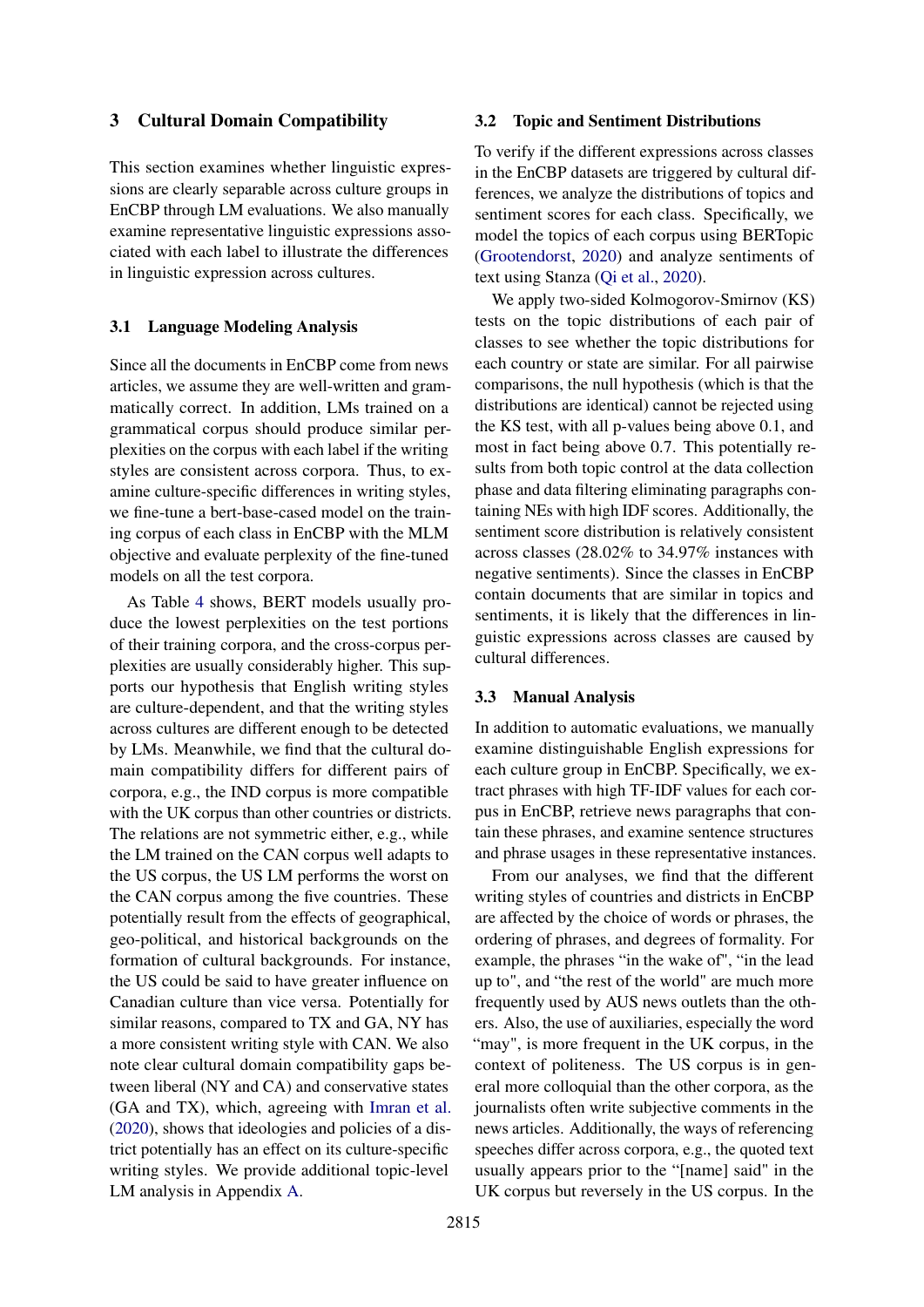## 3 Cultural Domain Compatibility

This section examines whether linguistic expressions are clearly separable across culture groups in EnCBP through LM evaluations. We also manually examine representative linguistic expressions associated with each label to illustrate the differences in linguistic expression across cultures.

### 3.1 Language Modeling Analysis

Since all the documents in EnCBP come from news articles, we assume they are well-written and grammatically correct. In addition, LMs trained on a grammatical corpus should produce similar perplexities on the corpus with each label if the writing styles are consistent across corpora. Thus, to examine culture-specific differences in writing styles, we fine-tune a bert-base-cased model on the training corpus of each class in EnCBP with the MLM objective and evaluate perplexity of the fine-tuned models on all the test corpora.

As Table 4 shows, BERT models usually produce the lowest perplexities on the test portions of their training corpora, and the cross-corpus perplexities are usually considerably higher. This supports our hypothesis that English writing styles are culture-dependent, and that the writing styles across cultures are different enough to be detected by LMs. Meanwhile, we find that the cultural domain compatibility differs for different pairs of corpora, e.g., the IND corpus is more compatible with the UK corpus than other countries or districts. The relations are not symmetric either, e.g., while the LM trained on the CAN corpus well adapts to the US corpus, the US LM performs the worst on the CAN corpus among the five countries. These potentially result from the effects of geographical, geo-political, and historical backgrounds on the formation of cultural backgrounds. For instance, the US could be said to have greater influence on Canadian culture than vice versa. Potentially for similar reasons, compared to TX and GA, NY has a more consistent writing style with CAN. We also note clear cultural domain compatibility gaps between liberal (NY and CA) and conservative states (GA and TX), which, agreeing with Imran et al. (2020), shows that ideologies and policies of a district potentially has an effect on its culture-specific writing styles. We provide additional topic-level LM analysis in Appendix A.

### 3.2 Topic and Sentiment Distributions

To verify if the different expressions across classes in the EnCBP datasets are triggered by cultural differences, we analyze the distributions of topics and sentiment scores for each class. Specifically, we model the topics of each corpus using BERTopic (Grootendorst, 2020) and analyze sentiments of text using Stanza (Qi et al., 2020).

We apply two-sided Kolmogorov-Smirnov (KS) tests on the topic distributions of each pair of classes to see whether the topic distributions for each country or state are similar. For all pairwise comparisons, the null hypothesis (which is that the distributions are identical) cannot be rejected using the KS test, with all p-values being above 0.1, and most in fact being above 0.7. This potentially results from both topic control at the data collection phase and data filtering eliminating paragraphs containing NEs with high IDF scores. Additionally, the sentiment score distribution is relatively consistent across classes (28.02% to 34.97% instances with negative sentiments). Since the classes in EnCBP contain documents that are similar in topics and sentiments, it is likely that the differences in linguistic expressions across classes are caused by cultural differences.

### 3.3 Manual Analysis

In addition to automatic evaluations, we manually examine distinguishable English expressions for each culture group in EnCBP. Specifically, we extract phrases with high TF-IDF values for each corpus in EnCBP, retrieve news paragraphs that contain these phrases, and examine sentence structures and phrase usages in these representative instances.

From our analyses, we find that the different writing styles of countries and districts in EnCBP are affected by the choice of words or phrases, the ordering of phrases, and degrees of formality. For example, the phrases "in the wake of", "in the lead up to", and "the rest of the world" are much more frequently used by AUS news outlets than the others. Also, the use of auxiliaries, especially the word "may", is more frequent in the UK corpus, in the context of politeness. The US corpus is in general more colloquial than the other corpora, as the journalists often write subjective comments in the news articles. Additionally, the ways of referencing speeches differ across corpora, e.g., the quoted text usually appears prior to the "[name] said" in the UK corpus but reversely in the US corpus. In the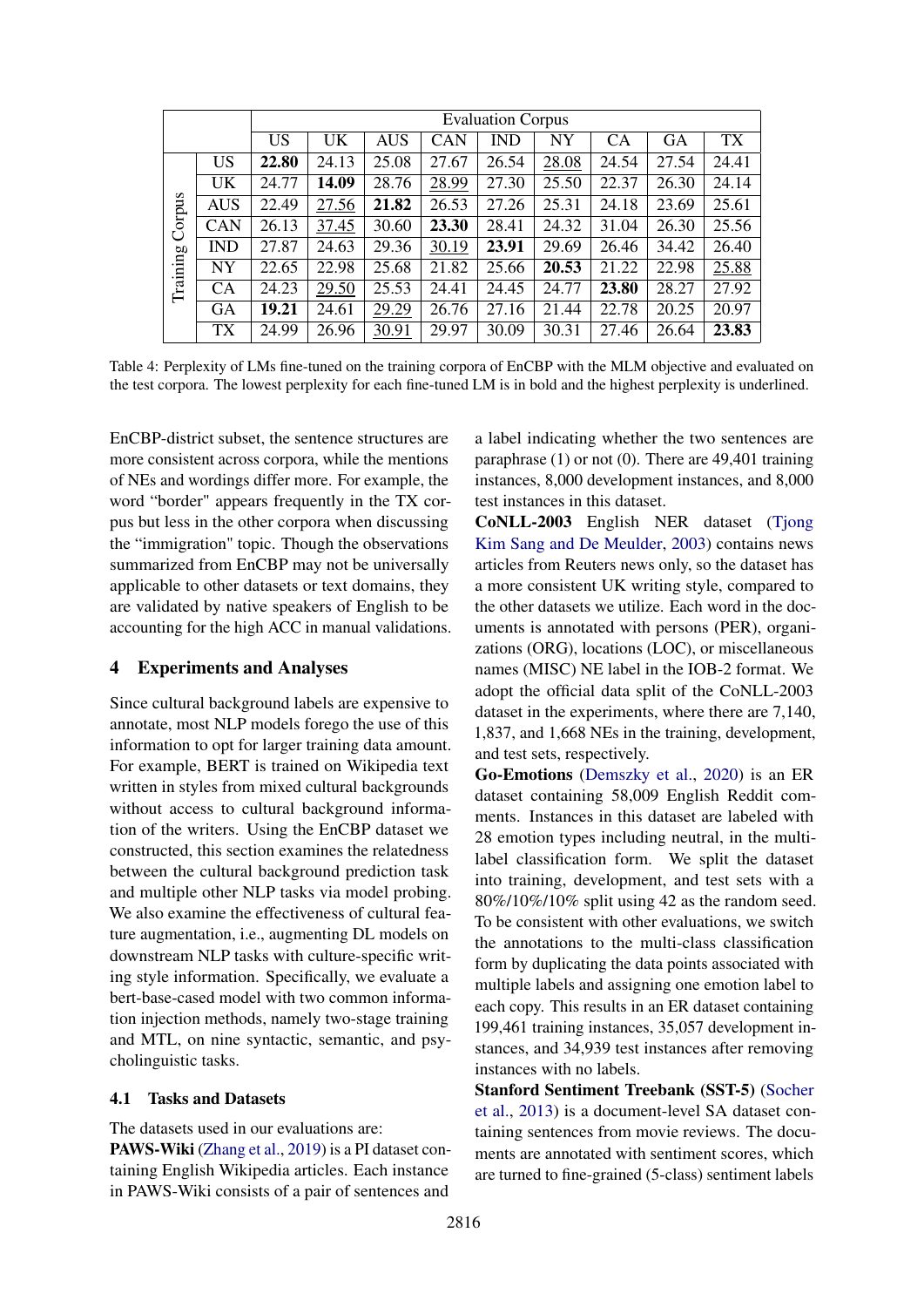|  |  | Evaluation Corpus |  |  |  |  |  |  |  |  |
|---|---|---|---|---|---|---|---|---|---|---|
|  |  | US | UK | AUS | CAN | IND | NY | CA | GA | TX |
| Training Corpus | US | **22.80** | 24.13 | 25.08 | 27.67 | 26.54 | <u>28.08</u> | 24.54 | 27.54 | 24.41 |
|  | UK | 24.77 | **14.09** | 28.76 | <u>28.99</u> | 27.30 | 25.50 | 22.37 | 26.30 | 24.14 |
|  | AUS | 22.49 | <u>27.56</u> | **21.82** | 26.53 | 27.26 | 25.31 | 24.18 | 23.69 | 25.61 |
|  | CAN | 26.13 | <u>37.45</u> | 30.60 | **23.30** | 28.41 | 24.32 | 31.04 | 26.30 | 25.56 |
|  | IND | 27.87 | 24.63 | 29.36 | <u>30.19</u> | **23.91** | 29.69 | 26.46 | 34.42 | 26.40 |
|  | NY | 22.65 | 22.98 | 25.68 | 21.82 | 25.66 | **20.53** | 21.22 | 22.98 | <u>25.88</u> |
|  | CA | 24.23 | <u>29.50</u> | 25.53 | 24.41 | 24.45 | 24.77 | **23.80** | 28.27 | 27.92 |
|  | GA | **19.21** | 24.61 | <u>29.29</u> | 26.76 | 27.16 | 21.44 | 22.78 | 20.25 | 20.97 |
|  | TX | 24.99 | 26.96 | <u>30.91</u> | 29.97 | 30.09 | 30.31 | 27.46 | 26.64 | **23.83** |

Table 4: Perplexity of LMs fine-tuned on the training corpora of EnCBP with the MLM objective and evaluated on the test corpora. The lowest perplexity for each fine-tuned LM is in bold and the highest perplexity is underlined.

EnCBP-district subset, the sentence structures are more consistent across corpora, while the mentions of NEs and wordings differ more. For example, the word "border" appears frequently in the TX corpus but less in the other corpora when discussing the "immigration" topic. Though the observations summarized from EnCBP may not be universally applicable to other datasets or text domains, they are validated by native speakers of English to be accounting for the high ACC in manual validations.

## 4 Experiments and Analyses

Since cultural background labels are expensive to annotate, most NLP models forego the use of this information to opt for larger training data amount. For example, BERT is trained on Wikipedia text written in styles from mixed cultural backgrounds without access to cultural background information of the writers. Using the EnCBP dataset we constructed, this section examines the relatedness between the cultural background prediction task and multiple other NLP tasks via model probing. We also examine the effectiveness of cultural feature augmentation, i.e., augmenting DL models on downstream NLP tasks with culture-specific writing style information. Specifically, we evaluate a bert-base-cased model with two common information injection methods, namely two-stage training and MTL, on nine syntactic, semantic, and psycholinguistic tasks.

### 4.1 Tasks and Datasets

The datasets used in our evaluations are:

**PAWS-Wiki** (Zhang et al., 2019) is a PI dataset containing English Wikipedia articles. Each instance in PAWS-Wiki consists of a pair of sentences and a label indicating whether the two sentences are paraphrase (1) or not (0). There are 49,401 training instances, 8,000 development instances, and 8,000 test instances in this dataset.

**CoNLL-2003** English NER dataset (Tjong Kim Sang and De Meulder, 2003) contains news articles from Reuters news only, so the dataset has a more consistent UK writing style, compared to the other datasets we utilize. Each word in the documents is annotated with persons (PER), organizations (ORG), locations (LOC), or miscellaneous names (MISC) NE label in the IOB-2 format. We adopt the official data split of the CoNLL-2003 dataset in the experiments, where there are 7,140, 1,837, and 1,668 NEs in the training, development, and test sets, respectively.

**Go-Emotions** (Demszky et al., 2020) is an ER dataset containing 58,009 English Reddit comments. Instances in this dataset are labeled with 28 emotion types including neutral, in the multi-label classification form. We split the dataset into training, development, and test sets with a 80%/10%/10% split using 42 as the random seed. To be consistent with other evaluations, we switch the annotations to the multi-class classification form by duplicating the data points associated with multiple labels and assigning one emotion label to each copy. This results in an ER dataset containing 199,461 training instances, 35,057 development instances, and 34,939 test instances after removing instances with no labels.

**Stanford Sentiment Treebank (SST-5)** (Socher et al., 2013) is a document-level SA dataset containing sentences from movie reviews. The documents are annotated with sentiment scores, which are turned to fine-grained (5-class) sentiment labels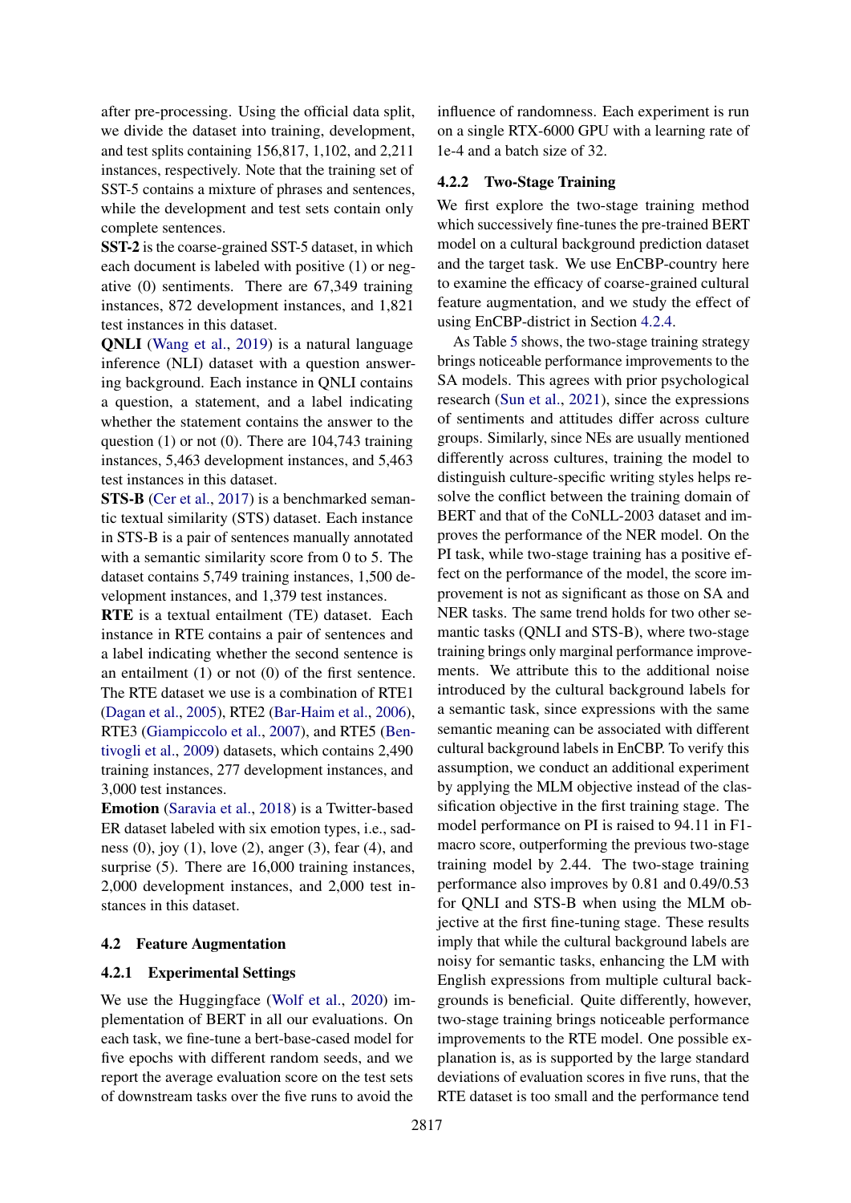after pre-processing. Using the official data split, we divide the dataset into training, development, and test splits containing 156,817, 1,102, and 2,211 instances, respectively. Note that the training set of SST-5 contains a mixture of phrases and sentences, while the development and test sets contain only complete sentences.

**SST-2** is the coarse-grained SST-5 dataset, in which each document is labeled with positive (1) or negative (0) sentiments. There are 67,349 training instances, 872 development instances, and 1,821 test instances in this dataset.

**QNLI** (Wang et al., 2019) is a natural language inference (NLI) dataset with a question answering background. Each instance in QNLI contains a question, a statement, and a label indicating whether the statement contains the answer to the question (1) or not (0). There are 104,743 training instances, 5,463 development instances, and 5,463 test instances in this dataset.

**STS-B** (Cer et al., 2017) is a benchmarked semantic textual similarity (STS) dataset. Each instance in STS-B is a pair of sentences manually annotated with a semantic similarity score from 0 to 5. The dataset contains 5,749 training instances, 1,500 development instances, and 1,379 test instances.

**RTE** is a textual entailment (TE) dataset. Each instance in RTE contains a pair of sentences and a label indicating whether the second sentence is an entailment (1) or not (0) of the first sentence. The RTE dataset we use is a combination of RTE1 (Dagan et al., 2005), RTE2 (Bar-Haim et al., 2006), RTE3 (Giampiccolo et al., 2007), and RTE5 (Bentivogli et al., 2009) datasets, which contains 2,490 training instances, 277 development instances, and 3,000 test instances.

**Emotion** (Saravia et al., 2018) is a Twitter-based ER dataset labeled with six emotion types, i.e., sadness (0), joy (1), love (2), anger (3), fear (4), and surprise (5). There are 16,000 training instances, 2,000 development instances, and 2,000 test instances in this dataset.

## 4.2 Feature Augmentation

### 4.2.1 Experimental Settings

We use the Huggingface (Wolf et al., 2020) implementation of BERT in all our evaluations. On each task, we fine-tune a bert-base-cased model for five epochs with different random seeds, and we report the average evaluation score on the test sets of downstream tasks over the five runs to avoid the influence of randomness. Each experiment is run on a single RTX-6000 GPU with a learning rate of 1e-4 and a batch size of 32.

### 4.2.2 Two-Stage Training

We first explore the two-stage training method which successively fine-tunes the pre-trained BERT model on a cultural background prediction dataset and the target task. We use EnCBP-country here to examine the efficacy of coarse-grained cultural feature augmentation, and we study the effect of using EnCBP-district in Section 4.2.4.

As Table 5 shows, the two-stage training strategy brings noticeable performance improvements to the SA models. This agrees with prior psychological research (Sun et al., 2021), since the expressions of sentiments and attitudes differ across culture groups. Similarly, since NEs are usually mentioned differently across cultures, training the model to distinguish culture-specific writing styles helps resolve the conflict between the training domain of BERT and that of the CoNLL-2003 dataset and improves the performance of the NER model. On the PI task, while two-stage training has a positive effect on the performance of the model, the score improvement is not as significant as those on SA and NER tasks. The same trend holds for two other semantic tasks (QNLI and STS-B), where two-stage training brings only marginal performance improvements. We attribute this to the additional noise introduced by the cultural background labels for a semantic task, since expressions with the same semantic meaning can be associated with different cultural background labels in EnCBP. To verify this assumption, we conduct an additional experiment by applying the MLM objective instead of the classification objective in the first training stage. The model performance on PI is raised to 94.11 in F1-macro score, outperforming the previous two-stage training model by 2.44. The two-stage training performance also improves by 0.81 and 0.49/0.53 for QNLI and STS-B when using the MLM objective at the first fine-tuning stage. These results imply that while the cultural background labels are noisy for semantic tasks, enhancing the LM with English expressions from multiple cultural backgrounds is beneficial. Quite differently, however, two-stage training brings noticeable performance improvements to the RTE model. One possible explanation is, as is supported by the large standard deviations of evaluation scores in five runs, that the RTE dataset is too small and the performance tend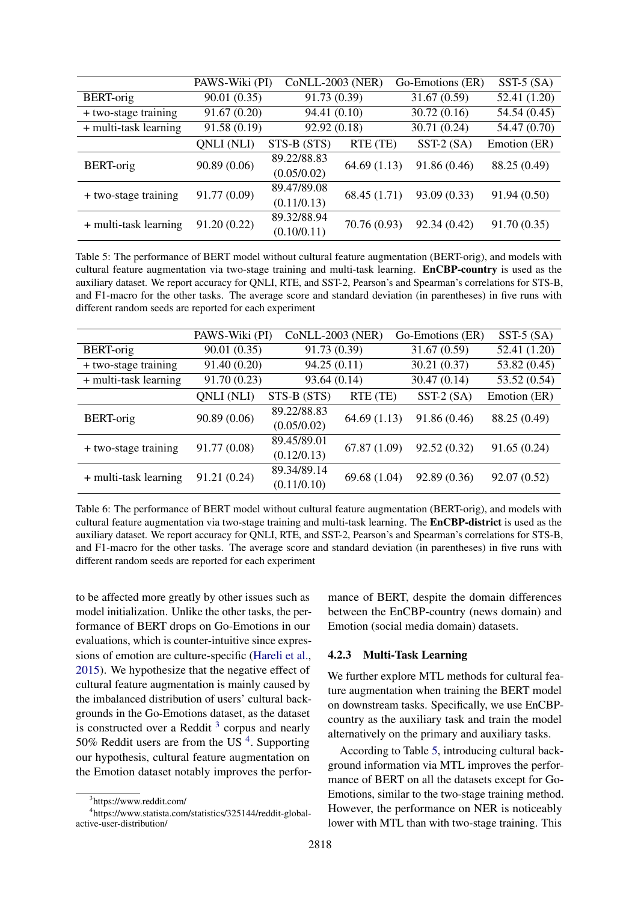| | PAWS-Wiki (PI) | CoNLL-2003 (NER) | Go-Emotions (ER) | SST-5 (SA) |
|---|---|---|---|---|
| BERT-orig | 90.01 (0.35) | 91.73 (0.39) | 31.67 (0.59) | 52.41 (1.20) |
| + two-stage training | 91.67 (0.20) | 94.41 (0.10) | 30.72 (0.16) | 54.54 (0.45) |
| + multi-task learning | 91.58 (0.19) | 92.92 (0.18) | 30.71 (0.24) | 54.47 (0.70) |

| | QNLI (NLI) | STS-B (STS) | RTE (TE) | SST-2 (SA) | Emotion (ER) |
|---|---|---|---|---|---|
| BERT-orig | 90.89 (0.06) | 89.22/88.83 (0.05/0.02) | 64.69 (1.13) | 91.86 (0.46) | 88.25 (0.49) |
| + two-stage training | 91.77 (0.09) | 89.47/89.08 (0.11/0.13) | 68.45 (1.71) | 93.09 (0.33) | 91.94 (0.50) |
| + multi-task learning | 91.20 (0.22) | 89.32/88.94 (0.10/0.11) | 70.76 (0.93) | 92.34 (0.42) | 91.70 (0.35) |

Table 5: The performance of BERT model without cultural feature augmentation (BERT-orig), and models with cultural feature augmentation via two-stage training and multi-task learning. **EnCBP-country** is used as the auxiliary dataset. We report accuracy for QNLI, RTE, and SST-2, Pearson's and Spearman's correlations for STS-B, and F1-macro for the other tasks. The average score and standard deviation (in parentheses) in five runs with different random seeds are reported for each experiment

| | PAWS-Wiki (PI) | CoNLL-2003 (NER) | Go-Emotions (ER) | SST-5 (SA) |
|---|---|---|---|---|
| BERT-orig | 90.01 (0.35) | 91.73 (0.39) | 31.67 (0.59) | 52.41 (1.20) |
| + two-stage training | 91.40 (0.20) | 94.25 (0.11) | 30.21 (0.37) | 53.82 (0.45) |
| + multi-task learning | 91.70 (0.23) | 93.64 (0.14) | 30.47 (0.14) | 53.52 (0.54) |

| | QNLI (NLI) | STS-B (STS) | RTE (TE) | SST-2 (SA) | Emotion (ER) |
|---|---|---|---|---|---|
| BERT-orig | 90.89 (0.06) | 89.22/88.83 (0.05/0.02) | 64.69 (1.13) | 91.86 (0.46) | 88.25 (0.49) |
| + two-stage training | 91.77 (0.08) | 89.45/89.01 (0.12/0.13) | 67.87 (1.09) | 92.52 (0.32) | 91.65 (0.24) |
| + multi-task learning | 91.21 (0.24) | 89.34/89.14 (0.11/0.10) | 69.68 (1.04) | 92.89 (0.36) | 92.07 (0.52) |

Table 6: The performance of BERT model without cultural feature augmentation (BERT-orig), and models with cultural feature augmentation via two-stage training and multi-task learning. The **EnCBP-district** is used as the auxiliary dataset. We report accuracy for QNLI, RTE, and SST-2, Pearson's and Spearman's correlations for STS-B, and F1-macro for the other tasks. The average score and standard deviation (in parentheses) in five runs with different random seeds are reported for each experiment

to be affected more greatly by other issues such as model initialization. Unlike the other tasks, the performance of BERT drops on Go-Emotions in our evaluations, which is counter-intuitive since expressions of emotion are culture-specific (Hareli et al., 2015). We hypothesize that the negative effect of cultural feature augmentation is mainly caused by the imbalanced distribution of users' cultural backgrounds in the Go-Emotions dataset, as the dataset is constructed over a Reddit [3] corpus and nearly 50% Reddit users are from the US [4]. Supporting our hypothesis, cultural feature augmentation on the Emotion dataset notably improves the performance of BERT, despite the domain differences between the EnCBP-country (news domain) and Emotion (social media domain) datasets.

#### 4.2.3 Multi-Task Learning

We further explore MTL methods for cultural feature augmentation when training the BERT model on downstream tasks. Specifically, we use EnCBP-country as the auxiliary task and train the model alternatively on the primary and auxiliary tasks.

According to Table 5, introducing cultural background information via MTL improves the performance of BERT on all the datasets except for Go-Emotions, similar to the two-stage training method. However, the performance on NER is noticeably lower with MTL than with two-stage training. This

[3] https://www.reddit.com/

[4] https://www.statista.com/statistics/325144/reddit-global-active-user-distribution/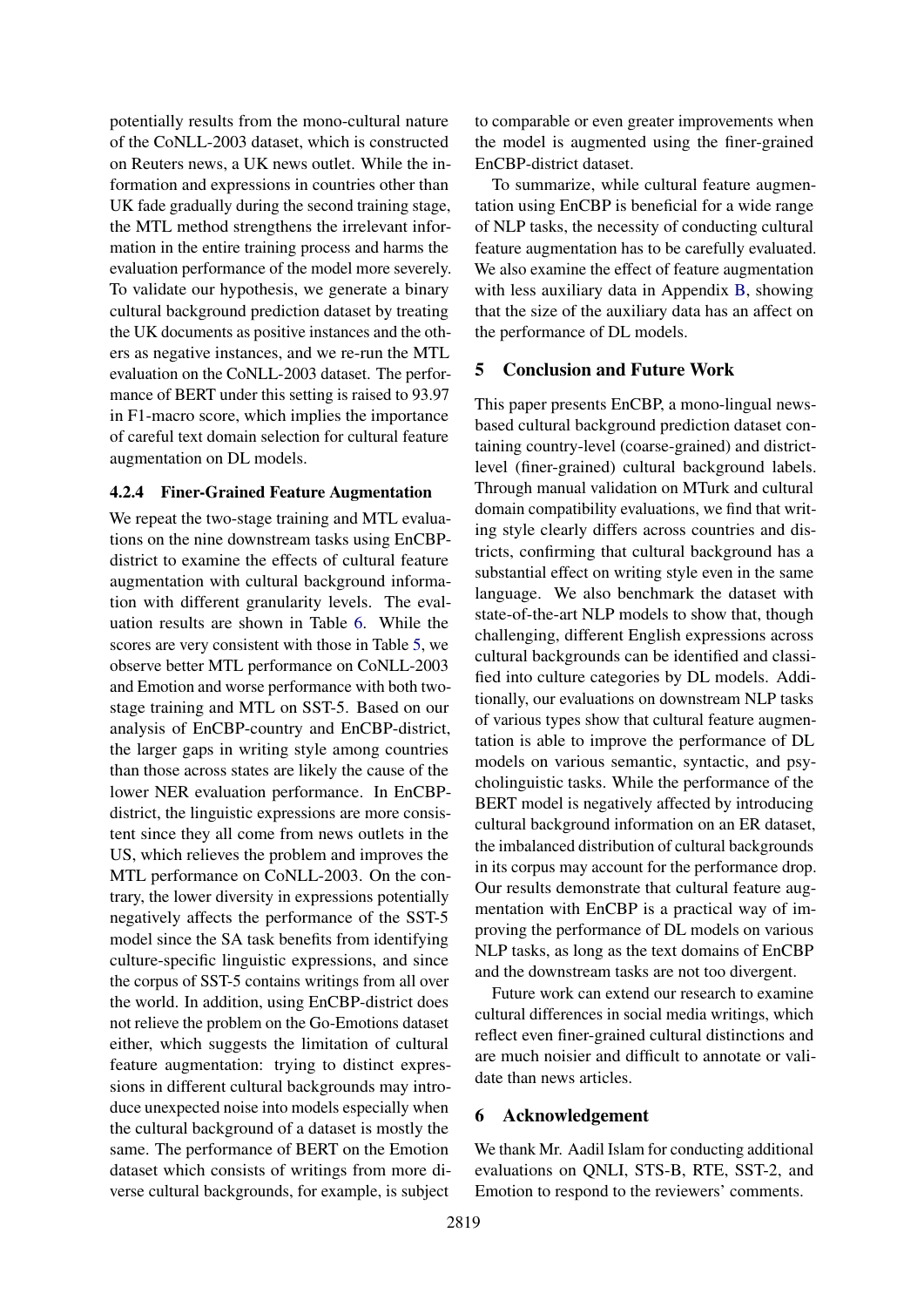potentially results from the mono-cultural nature of the CoNLL-2003 dataset, which is constructed on Reuters news, a UK news outlet. While the information and expressions in countries other than UK fade gradually during the second training stage, the MTL method strengthens the irrelevant information in the entire training process and harms the evaluation performance of the model more severely. To validate our hypothesis, we generate a binary cultural background prediction dataset by treating the UK documents as positive instances and the others as negative instances, and we re-run the MTL evaluation on the CoNLL-2003 dataset. The performance of BERT under this setting is raised to 93.97 in F1-macro score, which implies the importance of careful text domain selection for cultural feature augmentation on DL models.

### 4.2.4 Finer-Grained Feature Augmentation

We repeat the two-stage training and MTL evaluations on the nine downstream tasks using EnCBP-district to examine the effects of cultural feature augmentation with cultural background information with different granularity levels. The evaluation results are shown in Table 6. While the scores are very consistent with those in Table 5, we observe better MTL performance on CoNLL-2003 and Emotion and worse performance with both two-stage training and MTL on SST-5. Based on our analysis of EnCBP-country and EnCBP-district, the larger gaps in writing style among countries than those across states are likely the cause of the lower NER evaluation performance. In EnCBP-district, the linguistic expressions are more consistent since they all come from news outlets in the US, which relieves the problem and improves the MTL performance on CoNLL-2003. On the contrary, the lower diversity in expressions potentially negatively affects the performance of the SST-5 model since the SA task benefits from identifying culture-specific linguistic expressions, and since the corpus of SST-5 contains writings from all over the world. In addition, using EnCBP-district does not relieve the problem on the Go-Emotions dataset either, which suggests the limitation of cultural feature augmentation: trying to distinct expressions in different cultural backgrounds may introduce unexpected noise into models especially when the cultural background of a dataset is mostly the same. The performance of BERT on the Emotion dataset which consists of writings from more diverse cultural backgrounds, for example, is subject to comparable or even greater improvements when the model is augmented using the finer-grained EnCBP-district dataset.

To summarize, while cultural feature augmentation using EnCBP is beneficial for a wide range of NLP tasks, the necessity of conducting cultural feature augmentation has to be carefully evaluated. We also examine the effect of feature augmentation with less auxiliary data in Appendix B, showing that the size of the auxiliary data has an affect on the performance of DL models.

## 5 Conclusion and Future Work

This paper presents EnCBP, a mono-lingual news-based cultural background prediction dataset containing country-level (coarse-grained) and district-level (finer-grained) cultural background labels. Through manual validation on MTurk and cultural domain compatibility evaluations, we find that writing style clearly differs across countries and districts, confirming that cultural background has a substantial effect on writing style even in the same language. We also benchmark the dataset with state-of-the-art NLP models to show that, though challenging, different English expressions across cultural backgrounds can be identified and classified into culture categories by DL models. Additionally, our evaluations on downstream NLP tasks of various types show that cultural feature augmentation is able to improve the performance of DL models on various semantic, syntactic, and psycholinguistic tasks. While the performance of the BERT model is negatively affected by introducing cultural background information on an ER dataset, the imbalanced distribution of cultural backgrounds in its corpus may account for the performance drop. Our results demonstrate that cultural feature augmentation with EnCBP is a practical way of improving the performance of DL models on various NLP tasks, as long as the text domains of EnCBP and the downstream tasks are not too divergent.

Future work can extend our research to examine cultural differences in social media writings, which reflect even finer-grained cultural distinctions and are much noisier and difficult to annotate or validate than news articles.

## 6 Acknowledgement

We thank Mr. Aadil Islam for conducting additional evaluations on QNLI, STS-B, RTE, SST-2, and Emotion to respond to the reviewers' comments.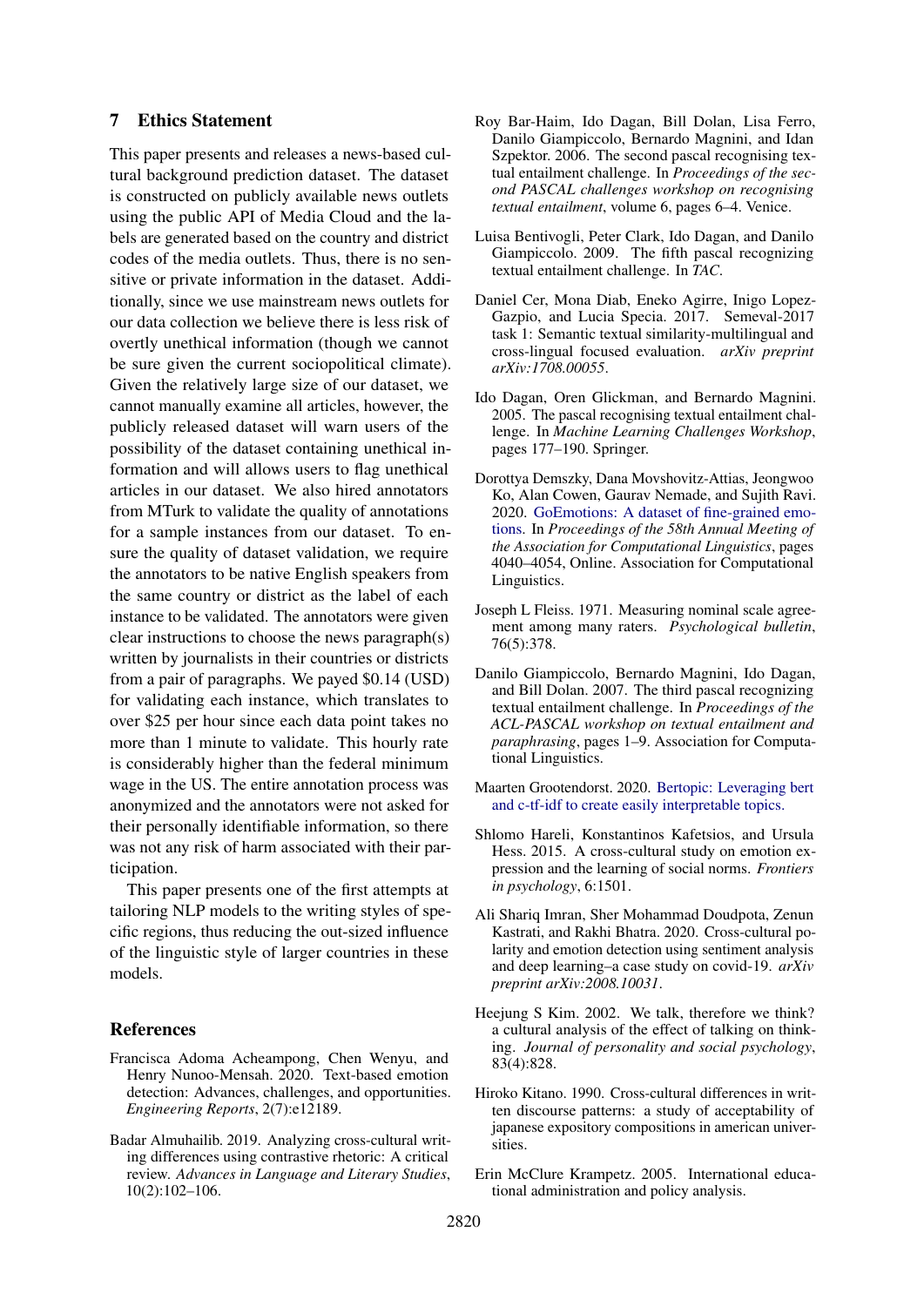## 7 Ethics Statement

This paper presents and releases a news-based cultural background prediction dataset. The dataset is constructed on publicly available news outlets using the public API of Media Cloud and the labels are generated based on the country and district codes of the media outlets. Thus, there is no sensitive or private information in the dataset. Additionally, since we use mainstream news outlets for our data collection we believe there is less risk of overtly unethical information (though we cannot be sure given the current sociopolitical climate). Given the relatively large size of our dataset, we cannot manually examine all articles, however, the publicly released dataset will warn users of the possibility of the dataset containing unethical information and will allows users to flag unethical articles in our dataset. We also hired annotators from MTurk to validate the quality of annotations for a sample instances from our dataset. To ensure the quality of dataset validation, we require the annotators to be native English speakers from the same country or district as the label of each instance to be validated. The annotators were given clear instructions to choose the news paragraph(s) written by journalists in their countries or districts from a pair of paragraphs. We payed $0.14 (USD) for validating each instance, which translates to over $25 per hour since each data point takes no more than 1 minute to validate. This hourly rate is considerably higher than the federal minimum wage in the US. The entire annotation process was anonymized and the annotators were not asked for their personally identifiable information, so there was not any risk of harm associated with their participation.

This paper presents one of the first attempts at tailoring NLP models to the writing styles of specific regions, thus reducing the out-sized influence of the linguistic style of larger countries in these models.

## References

Francisca Adoma Acheampong, Chen Wenyu, and Henry Nunoo-Mensah. 2020. Text-based emotion detection: Advances, challenges, and opportunities. *Engineering Reports*, 2(7):e12189.

Badar Almuhailib. 2019. Analyzing cross-cultural writing differences using contrastive rhetoric: A critical review. *Advances in Language and Literary Studies*, 10(2):102–106.

Roy Bar-Haim, Ido Dagan, Bill Dolan, Lisa Ferro, Danilo Giampiccolo, Bernardo Magnini, and Idan Szpektor. 2006. The second pascal recognising textual entailment challenge. In *Proceedings of the second PASCAL challenges workshop on recognising textual entailment*, volume 6, pages 6–4. Venice.

Luisa Bentivogli, Peter Clark, Ido Dagan, and Danilo Giampiccolo. 2009. The fifth pascal recognizing textual entailment challenge. In *TAC*.

Daniel Cer, Mona Diab, Eneko Agirre, Inigo Lopez-Gazpio, and Lucia Specia. 2017. Semeval-2017 task 1: Semantic textual similarity-multilingual and cross-lingual focused evaluation. *arXiv preprint arXiv:1708.00055*.

Ido Dagan, Oren Glickman, and Bernardo Magnini. 2005. The pascal recognising textual entailment challenge. In *Machine Learning Challenges Workshop*, pages 177–190. Springer.

Dorottya Demszky, Dana Movshovitz-Attias, Jeongwoo Ko, Alan Cowen, Gaurav Nemade, and Sujith Ravi. 2020. GoEmotions: A dataset of fine-grained emotions. In *Proceedings of the 58th Annual Meeting of the Association for Computational Linguistics*, pages 4040–4054, Online. Association for Computational Linguistics.

Joseph L Fleiss. 1971. Measuring nominal scale agreement among many raters. *Psychological bulletin*, 76(5):378.

Danilo Giampiccolo, Bernardo Magnini, Ido Dagan, and Bill Dolan. 2007. The third pascal recognizing textual entailment challenge. In *Proceedings of the ACL-PASCAL workshop on textual entailment and paraphrasing*, pages 1–9. Association for Computational Linguistics.

Maarten Grootendorst. 2020. Bertopic: Leveraging bert and c-tf-idf to create easily interpretable topics.

Shlomo Hareli, Konstantinos Kafetsios, and Ursula Hess. 2015. A cross-cultural study on emotion expression and the learning of social norms. *Frontiers in psychology*, 6:1501.

Ali Shariq Imran, Sher Mohammad Doudpota, Zenun Kastrati, and Rakhi Bhatra. 2020. Cross-cultural polarity and emotion detection using sentiment analysis and deep learning–a case study on covid-19. *arXiv preprint arXiv:2008.10031*.

Heejung S Kim. 2002. We talk, therefore we think? a cultural analysis of the effect of talking on thinking. *Journal of personality and social psychology*, 83(4):828.

Hiroko Kitano. 1990. Cross-cultural differences in written discourse patterns: a study of acceptability of japanese expository compositions in american universities.

Erin McClure Krampetz. 2005. International educational administration and policy analysis.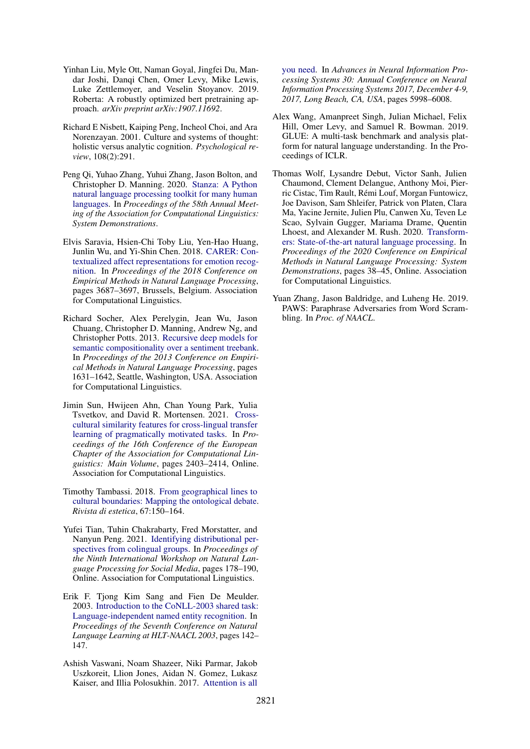Yinhan Liu, Myle Ott, Naman Goyal, Jingfei Du, Mandar Joshi, Danqi Chen, Omer Levy, Mike Lewis, Luke Zettlemoyer, and Veselin Stoyanov. 2019. Roberta: A robustly optimized bert pretraining approach. *arXiv preprint arXiv:1907.11692*.

Richard E Nisbett, Kaiping Peng, Incheol Choi, and Ara Norenzayan. 2001. Culture and systems of thought: holistic versus analytic cognition. *Psychological review*, 108(2):291.

Peng Qi, Yuhao Zhang, Yuhui Zhang, Jason Bolton, and Christopher D. Manning. 2020. Stanza: A Python natural language processing toolkit for many human languages. In *Proceedings of the 58th Annual Meeting of the Association for Computational Linguistics: System Demonstrations*.

Elvis Saravia, Hsien-Chi Toby Liu, Yen-Hao Huang, Junlin Wu, and Yi-Shin Chen. 2018. CARER: Contextualized affect representations for emotion recognition. In *Proceedings of the 2018 Conference on Empirical Methods in Natural Language Processing*, pages 3687–3697, Brussels, Belgium. Association for Computational Linguistics.

Richard Socher, Alex Perelygin, Jean Wu, Jason Chuang, Christopher D. Manning, Andrew Ng, and Christopher Potts. 2013. Recursive deep models for semantic compositionality over a sentiment treebank. In *Proceedings of the 2013 Conference on Empirical Methods in Natural Language Processing*, pages 1631–1642, Seattle, Washington, USA. Association for Computational Linguistics.

Jimin Sun, Hwijeen Ahn, Chan Young Park, Yulia Tsvetkov, and David R. Mortensen. 2021. Cross-cultural similarity features for cross-lingual transfer learning of pragmatically motivated tasks. In *Proceedings of the 16th Conference of the European Chapter of the Association for Computational Linguistics: Main Volume*, pages 2403–2414, Online. Association for Computational Linguistics.

Timothy Tambassi. 2018. From geographical lines to cultural boundaries: Mapping the ontological debate. *Rivista di estetica*, 67:150–164.

Yufei Tian, Tuhin Chakrabarty, Fred Morstatter, and Nanyun Peng. 2021. Identifying distributional perspectives from colingual groups. In *Proceedings of the Ninth International Workshop on Natural Language Processing for Social Media*, pages 178–190, Online. Association for Computational Linguistics.

Erik F. Tjong Kim Sang and Fien De Meulder. 2003. Introduction to the CoNLL-2003 shared task: Language-independent named entity recognition. In *Proceedings of the Seventh Conference on Natural Language Learning at HLT-NAACL 2003*, pages 142–147.

Ashish Vaswani, Noam Shazeer, Niki Parmar, Jakob Uszkoreit, Llion Jones, Aidan N. Gomez, Lukasz Kaiser, and Illia Polosukhin. 2017. Attention is all you need. In *Advances in Neural Information Processing Systems 30: Annual Conference on Neural Information Processing Systems 2017, December 4-9, 2017, Long Beach, CA, USA*, pages 5998–6008.

Alex Wang, Amanpreet Singh, Julian Michael, Felix Hill, Omer Levy, and Samuel R. Bowman. 2019. GLUE: A multi-task benchmark and analysis platform for natural language understanding. In the Proceedings of ICLR.

Thomas Wolf, Lysandre Debut, Victor Sanh, Julien Chaumond, Clement Delangue, Anthony Moi, Pierric Cistac, Tim Rault, Rémi Louf, Morgan Funtowicz, Joe Davison, Sam Shleifer, Patrick von Platen, Clara Ma, Yacine Jernite, Julien Plu, Canwen Xu, Teven Le Scao, Sylvain Gugger, Mariama Drame, Quentin Lhoest, and Alexander M. Rush. 2020. Transformers: State-of-the-art natural language processing. In *Proceedings of the 2020 Conference on Empirical Methods in Natural Language Processing: System Demonstrations*, pages 38–45, Online. Association for Computational Linguistics.

Yuan Zhang, Jason Baldridge, and Luheng He. 2019. PAWS: Paraphrase Adversaries from Word Scrambling. In *Proc. of NAACL*.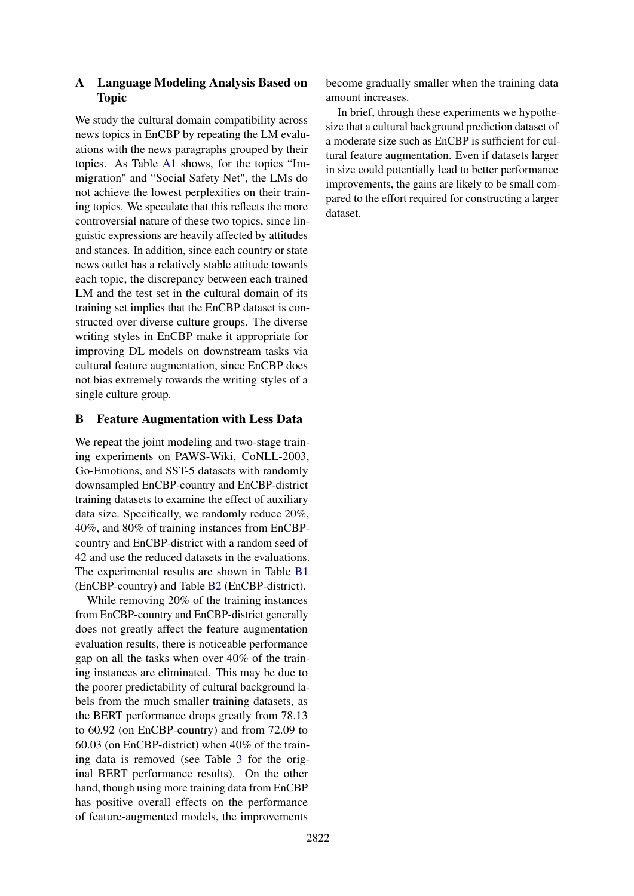## A Language Modeling Analysis Based on Topic

We study the cultural domain compatibility across news topics in EnCBP by repeating the LM evaluations with the news paragraphs grouped by their topics. As Table A1 shows, for the topics "Immigration" and "Social Safety Net", the LMs do not achieve the lowest perplexities on their training topics. We speculate that this reflects the more controversial nature of these two topics, since linguistic expressions are heavily affected by attitudes and stances. In addition, since each country or state news outlet has a relatively stable attitude towards each topic, the discrepancy between each trained LM and the test set in the cultural domain of its training set implies that the EnCBP dataset is constructed over diverse culture groups. The diverse writing styles in EnCBP make it appropriate for improving DL models on downstream tasks via cultural feature augmentation, since EnCBP does not bias extremely towards the writing styles of a single culture group.

## B Feature Augmentation with Less Data

We repeat the joint modeling and two-stage training experiments on PAWS-Wiki, CoNLL-2003, Go-Emotions, and SST-5 datasets with randomly downsampled EnCBP-country and EnCBP-district training datasets to examine the effect of auxiliary data size. Specifically, we randomly reduce 20%, 40%, and 80% of training instances from EnCBP-country and EnCBP-district with a random seed of 42 and use the reduced datasets in the evaluations. The experimental results are shown in Table B1 (EnCBP-country) and Table B2 (EnCBP-district).

While removing 20% of the training instances from EnCBP-country and EnCBP-district generally does not greatly affect the feature augmentation evaluation results, there is noticeable performance gap on all the tasks when over 40% of the training instances are eliminated. This may be due to the poorer predictability of cultural background labels from the much smaller training datasets, as the BERT performance drops greatly from 78.13 to 60.92 (on EnCBP-country) and from 72.09 to 60.03 (on EnCBP-district) when 40% of the training data is removed (see Table 3 for the original BERT performance results). On the other hand, though using more training data from EnCBP has positive overall effects on the performance of feature-augmented models, the improvements become gradually smaller when the training data amount increases.

In brief, through these experiments we hypothesize that a cultural background prediction dataset of a moderate size such as EnCBP is sufficient for cultural feature augmentation. Even if datasets larger in size could potentially lead to better performance improvements, the gains are likely to be small compared to the effort required for constructing a larger dataset.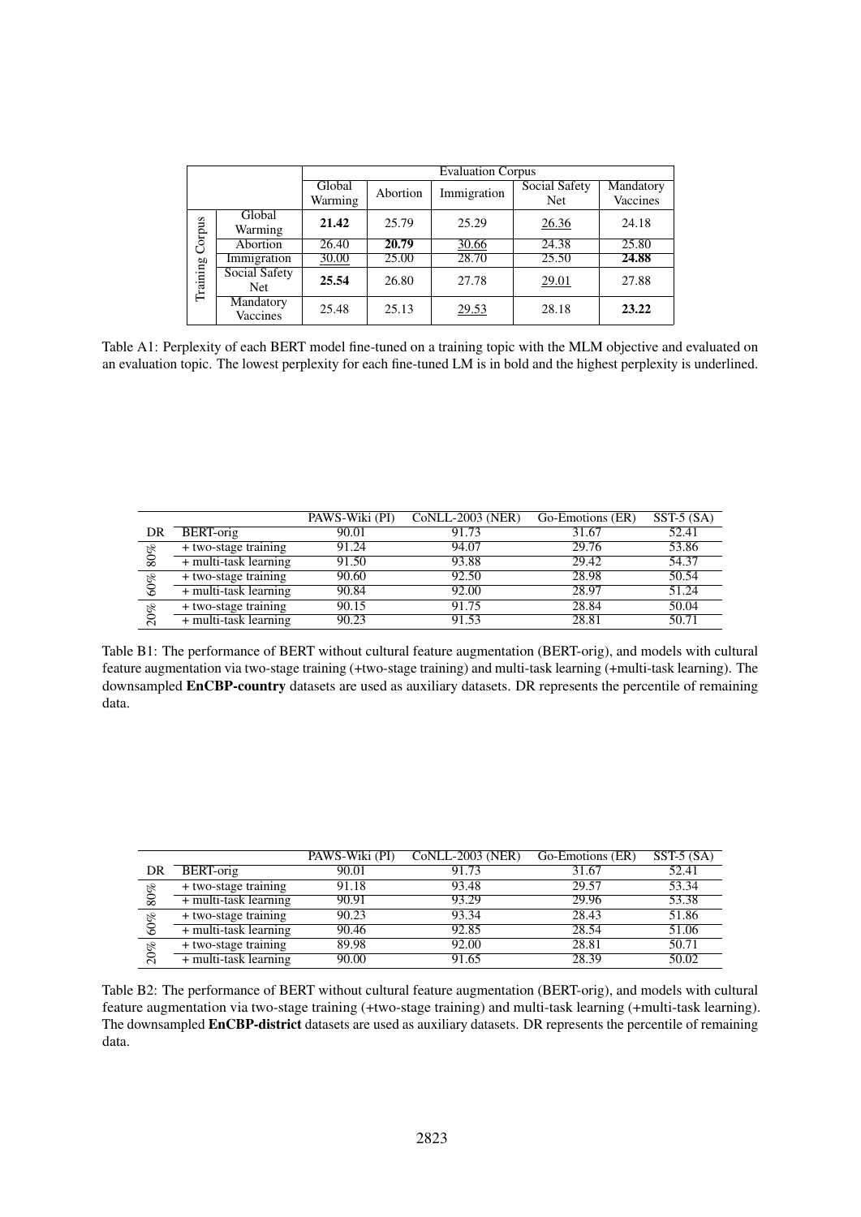| | | Evaluation Corpus | | | | |
|---|---|---|---|---|---|---|
| | | Global Warming | Abortion | Immigration | Social Safety Net | Mandatory Vaccines |
| Training Corpus | Global Warming | **21.42** | 25.79 | 25.29 | <u>26.36</u> | 24.18 |
| | Abortion | 26.40 | **20.79** | <u>30.66</u> | 24.38 | 25.80 |
| | Immigration | <u>30.00</u> | 25.00 | 28.70 | 25.50 | **24.88** |
| | Social Safety Net | **25.54** | 26.80 | 27.78 | <u>29.01</u> | 27.88 |
| | Mandatory Vaccines | 25.48 | 25.13 | <u>29.53</u> | 28.18 | **23.22** |

Table A1: Perplexity of each BERT model fine-tuned on a training topic with the MLM objective and evaluated on an evaluation topic. The lowest perplexity for each fine-tuned LM is in bold and the highest perplexity is underlined.

| | | PAWS-Wiki (PI) | CoNLL-2003 (NER) | Go-Emotions (ER) | SST-5 (SA) |
|---|---|---|---|---|---|
| DR | BERT-orig | 90.01 | 91.73 | 31.67 | 52.41 |
| 80% | + two-stage training | 91.24 | 94.07 | 29.76 | 53.86 |
| | + multi-task learning | 91.50 | 93.88 | 29.42 | 54.37 |
| 60% | + two-stage training | 90.60 | 92.50 | 28.98 | 50.54 |
| | + multi-task learning | 90.84 | 92.00 | 28.97 | 51.24 |
| 20% | + two-stage training | 90.15 | 91.75 | 28.84 | 50.04 |
| | + multi-task learning | 90.23 | 91.53 | 28.81 | 50.71 |

Table B1: The performance of BERT without cultural feature augmentation (BERT-orig), and models with cultural feature augmentation via two-stage training (+two-stage training) and multi-task learning (+multi-task learning). The downsampled **EnCBP-country** datasets are used as auxiliary datasets. DR represents the percentile of remaining data.

| | | PAWS-Wiki (PI) | CoNLL-2003 (NER) | Go-Emotions (ER) | SST-5 (SA) |
|---|---|---|---|---|---|
| DR | BERT-orig | 90.01 | 91.73 | 31.67 | 52.41 |
| 80% | + two-stage training | 91.18 | 93.48 | 29.57 | 53.34 |
| | + multi-task learning | 90.91 | 93.29 | 29.96 | 53.38 |
| 60% | + two-stage training | 90.23 | 93.34 | 28.43 | 51.86 |
| | + multi-task learning | 90.46 | 92.85 | 28.54 | 51.06 |
| 20% | + two-stage training | 89.98 | 92.00 | 28.81 | 50.71 |
| | + multi-task learning | 90.00 | 91.65 | 28.39 | 50.02 |

Table B2: The performance of BERT without cultural feature augmentation (BERT-orig), and models with cultural feature augmentation via two-stage training (+two-stage training) and multi-task learning (+multi-task learning). The downsampled **EnCBP-district** datasets are used as auxiliary datasets. DR represents the percentile of remaining data.